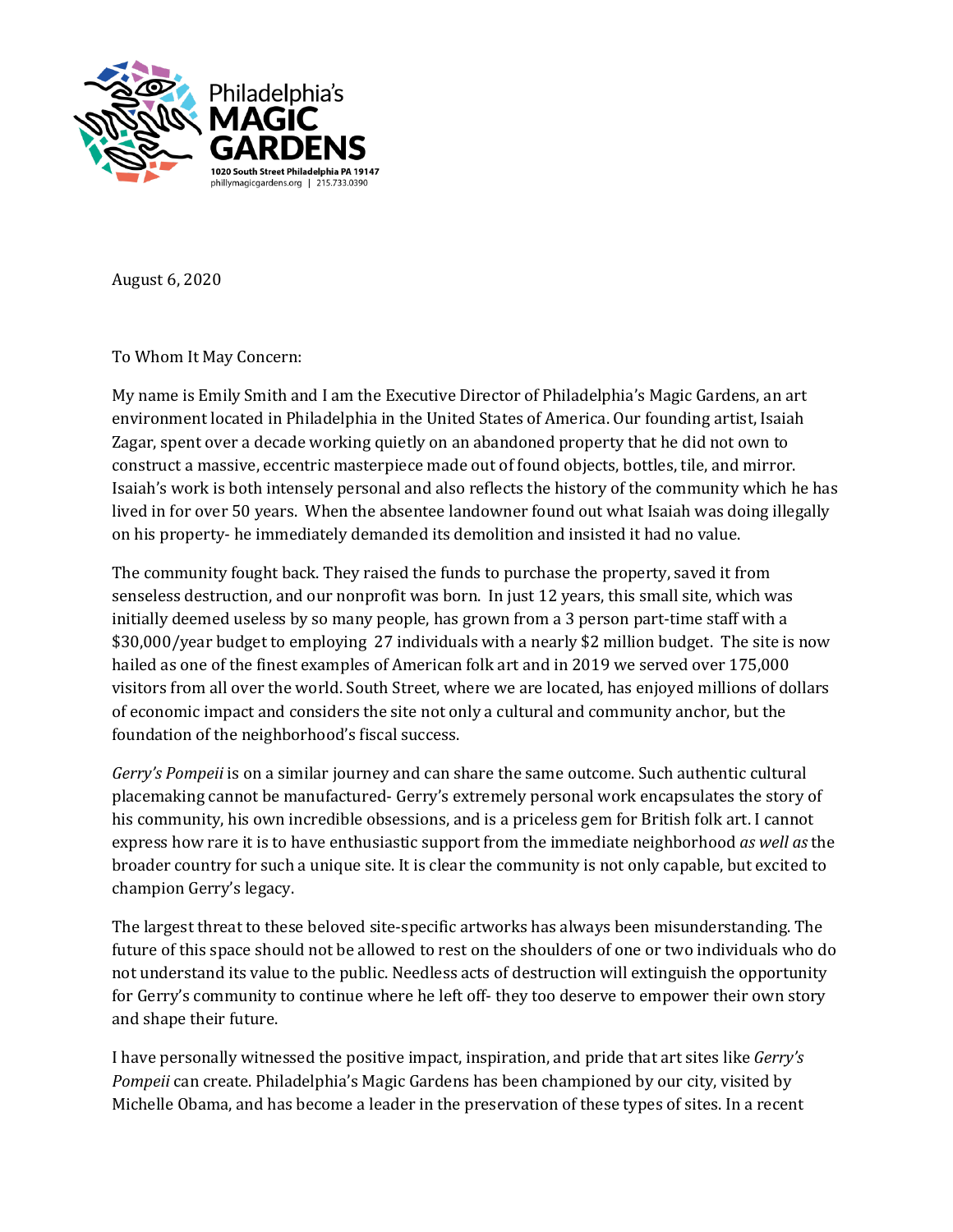Philadelphia's
**MAGIC GARDENS**
**1020 South Street Philadelphia PA 19147**
phillymagicgardens.org | 215.733.0390

August 6, 2020

To Whom It May Concern:

My name is Emily Smith and I am the Executive Director of Philadelphia's Magic Gardens, an art environment located in Philadelphia in the United States of America. Our founding artist, Isaiah Zagar, spent over a decade working quietly on an abandoned property that he did not own to construct a massive, eccentric masterpiece made out of found objects, bottles, tile, and mirror. Isaiah's work is both intensely personal and also reflects the history of the community which he has lived in for over 50 years. When the absentee landowner found out what Isaiah was doing illegally on his property- he immediately demanded its demolition and insisted it had no value.

The community fought back. They raised the funds to purchase the property, saved it from senseless destruction, and our nonprofit was born. In just 12 years, this small site, which was initially deemed useless by so many people, has grown from a 3 person part-time staff with a $30,000/year budget to employing 27 individuals with a nearly $2 million budget. The site is now hailed as one of the finest examples of American folk art and in 2019 we served over 175,000 visitors from all over the world. South Street, where we are located, has enjoyed millions of dollars of economic impact and considers the site not only a cultural and community anchor, but the foundation of the neighborhood's fiscal success.

*Gerry's Pompeii* is on a similar journey and can share the same outcome. Such authentic cultural placemaking cannot be manufactured- Gerry's extremely personal work encapsulates the story of his community, his own incredible obsessions, and is a priceless gem for British folk art. I cannot express how rare it is to have enthusiastic support from the immediate neighborhood *as well as* the broader country for such a unique site. It is clear the community is not only capable, but excited to champion Gerry's legacy.

The largest threat to these beloved site-specific artworks has always been misunderstanding. The future of this space should not be allowed to rest on the shoulders of one or two individuals who do not understand its value to the public. Needless acts of destruction will extinguish the opportunity for Gerry's community to continue where he left off- they too deserve to empower their own story and shape their future.

I have personally witnessed the positive impact, inspiration, and pride that art sites like *Gerry's Pompeii* can create. Philadelphia's Magic Gardens has been championed by our city, visited by Michelle Obama, and has become a leader in the preservation of these types of sites. In a recent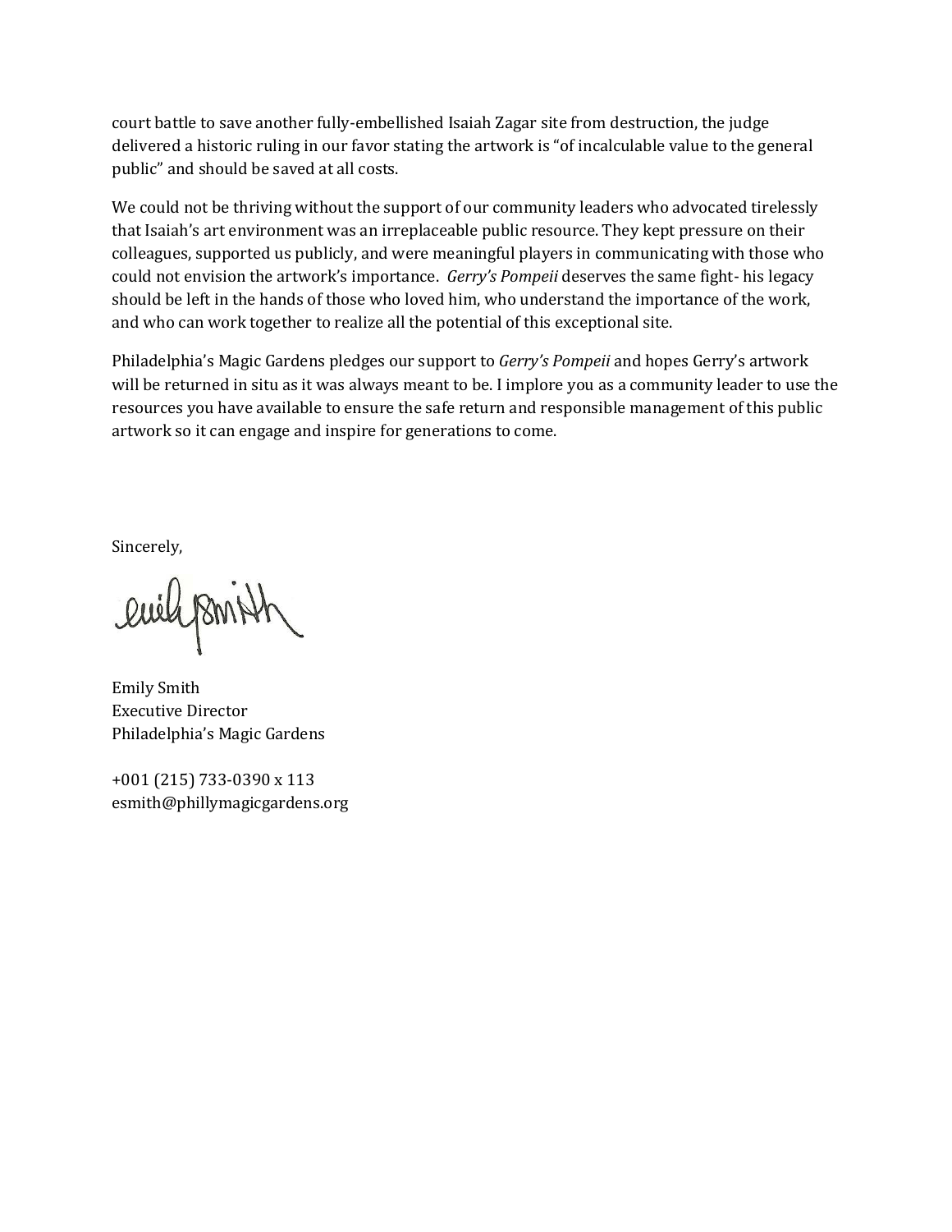court battle to save another fully-embellished Isaiah Zagar site from destruction, the judge delivered a historic ruling in our favor stating the artwork is "of incalculable value to the general public" and should be saved at all costs.

We could not be thriving without the support of our community leaders who advocated tirelessly that Isaiah's art environment was an irreplaceable public resource. They kept pressure on their colleagues, supported us publicly, and were meaningful players in communicating with those who could not envision the artwork's importance. *Gerry's Pompeii* deserves the same fight- his legacy should be left in the hands of those who loved him, who understand the importance of the work, and who can work together to realize all the potential of this exceptional site.

Philadelphia's Magic Gardens pledges our support to *Gerry's Pompeii* and hopes Gerry's artwork will be returned in situ as it was always meant to be. I implore you as a community leader to use the resources you have available to ensure the safe return and responsible management of this public artwork so it can engage and inspire for generations to come.

Sincerely,

Emily Smith
Executive Director
Philadelphia's Magic Gardens

+001 (215) 733-0390 x 113
esmith@phillymagicgardens.org